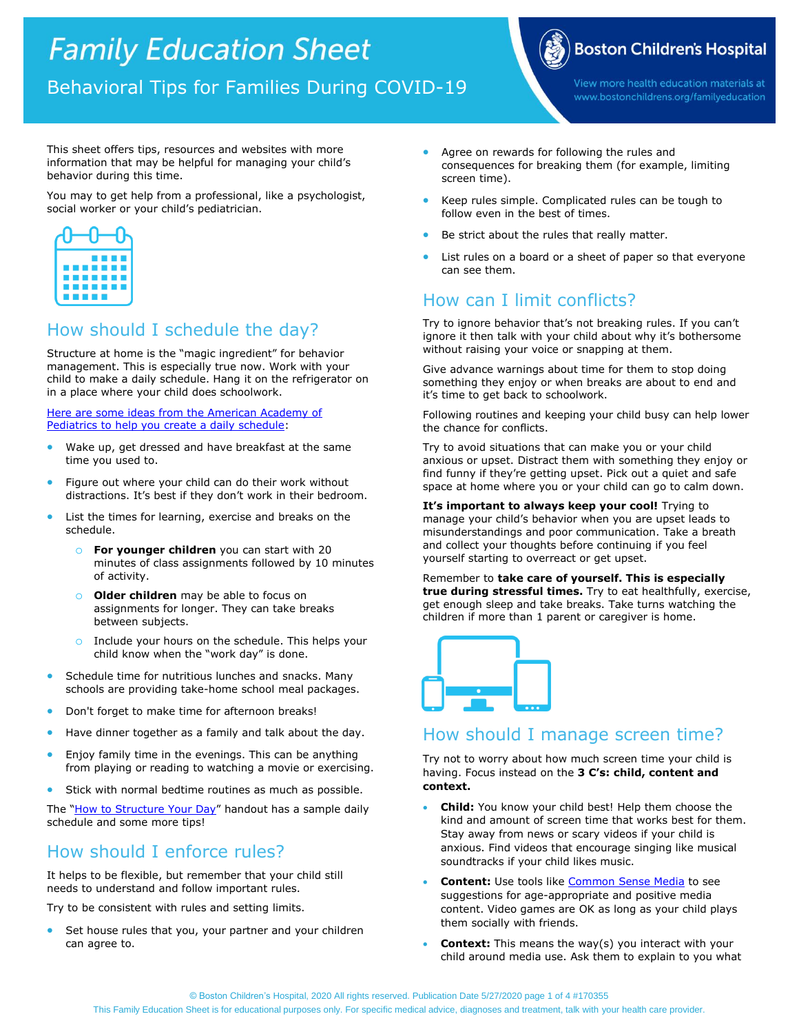# Family Education Sheet

## Behavioral Tips for Families During COVID-19

Boston Children's Hospital

View more health education materials at www.bostonchildrens.org/familyeducation

This sheet offers tips, resources and websites with more information that may be helpful for managing your child's behavior during this time.

You may to get help from a professional, like a psychologist, social worker or your child's pediatrician.

## How should I schedule the day?

Structure at home is the "magic ingredient" for behavior management. This is especially true now. Work with your child to make a daily schedule. Hang it on the refrigerator on in a place where your child does schoolwork.

Here are some ideas from the American Academy of Pediatrics to help you create a daily schedule:

- Wake up, get dressed and have breakfast at the same time you used to.
- Figure out where your child can do their work without distractions. It's best if they don't work in their bedroom.
- List the times for learning, exercise and breaks on the schedule.
  - **For younger children** you can start with 20 minutes of class assignments followed by 10 minutes of activity.
  - **Older children** may be able to focus on assignments for longer. They can take breaks between subjects.
  - Include your hours on the schedule. This helps your child know when the "work day" is done.
- Schedule time for nutritious lunches and snacks. Many schools are providing take-home school meal packages.
- Don't forget to make time for afternoon breaks!
- Have dinner together as a family and talk about the day.
- Enjoy family time in the evenings. This can be anything from playing or reading to watching a movie or exercising.
- Stick with normal bedtime routines as much as possible.

The "How to Structure Your Day" handout has a sample daily schedule and some more tips!

## How should I enforce rules?

It helps to be flexible, but remember that your child still needs to understand and follow important rules.

Try to be consistent with rules and setting limits.

- Set house rules that you, your partner and your children can agree to.
- Agree on rewards for following the rules and consequences for breaking them (for example, limiting screen time).
- Keep rules simple. Complicated rules can be tough to follow even in the best of times.
- Be strict about the rules that really matter.
- List rules on a board or a sheet of paper so that everyone can see them.

## How can I limit conflicts?

Try to ignore behavior that's not breaking rules. If you can't ignore it then talk with your child about why it's bothersome without raising your voice or snapping at them.

Give advance warnings about time for them to stop doing something they enjoy or when breaks are about to end and it's time to get back to schoolwork.

Following routines and keeping your child busy can help lower the chance for conflicts.

Try to avoid situations that can make you or your child anxious or upset. Distract them with something they enjoy or find funny if they're getting upset. Pick out a quiet and safe space at home where you or your child can go to calm down.

**It's important to always keep your cool!** Trying to manage your child's behavior when you are upset leads to misunderstandings and poor communication. Take a breath and collect your thoughts before continuing if you feel yourself starting to overreact or get upset.

Remember to **take care of yourself. This is especially true during stressful times.** Try to eat healthfully, exercise, get enough sleep and take breaks. Take turns watching the children if more than 1 parent or caregiver is home.

## How should I manage screen time?

Try not to worry about how much screen time your child is having. Focus instead on the **3 C's: child, content and context.**

- **Child:** You know your child best! Help them choose the kind and amount of screen time that works best for them. Stay away from news or scary videos if your child is anxious. Find videos that encourage singing like musical soundtracks if your child likes music.
- **Content:** Use tools like Common Sense Media to see suggestions for age-appropriate and positive media content. Video games are OK as long as your child plays them socially with friends.
- **Context:** This means the way(s) you interact with your child around media use. Ask them to explain to you what

© Boston Children's Hospital, 2020 All rights reserved. Publication Date 5/27/2020 #170355

This Family Education Sheet is for educational purposes only. For specific medical advice, diagnoses and treatment, talk with your health care provider.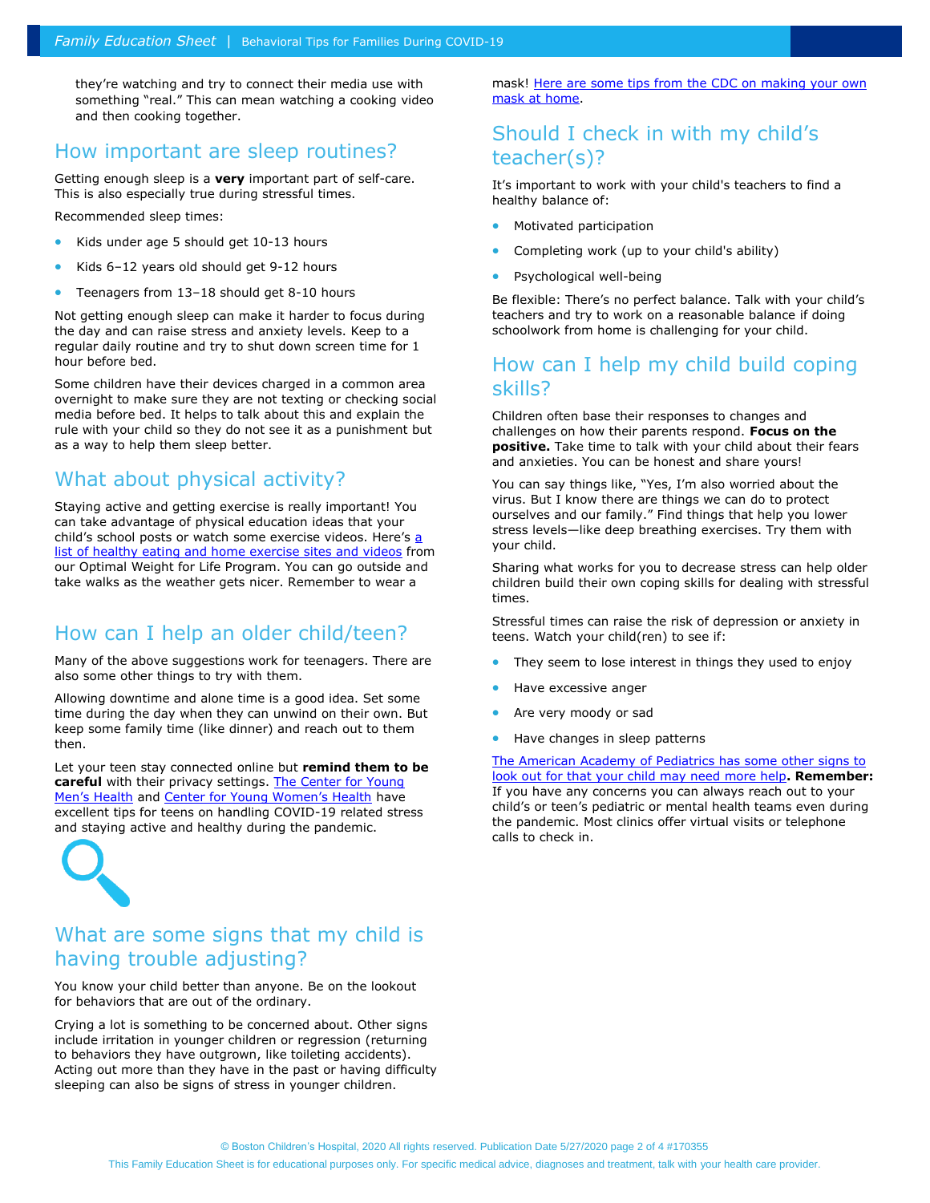they're watching and try to connect their media use with something "real." This can mean watching a cooking video and then cooking together.

## How important are sleep routines?

Getting enough sleep is a **very** important part of self-care. This is also especially true during stressful times.

Recommended sleep times:

- Kids under age 5 should get 10-13 hours
- Kids 6–12 years old should get 9-12 hours
- Teenagers from 13–18 should get 8-10 hours

Not getting enough sleep can make it harder to focus during the day and can raise stress and anxiety levels. Keep to a regular daily routine and try to shut down screen time for 1 hour before bed.

Some children have their devices charged in a common area overnight to make sure they are not texting or checking social media before bed. It helps to talk about this and explain the rule with your child so they do not see it as a punishment but as a way to help them sleep better.

## What about physical activity?

Staying active and getting exercise is really important! You can take advantage of physical education ideas that your child's school posts or watch some exercise videos. Here's a list of healthy eating and home exercise sites and videos from our Optimal Weight for Life Program. You can go outside and take walks as the weather gets nicer. Remember to wear a mask! Here are some tips from the CDC on making your own mask at home.

## How can I help an older child/teen?

Many of the above suggestions work for teenagers. There are also some other things to try with them.

Allowing downtime and alone time is a good idea. Set some time during the day when they can unwind on their own. But keep some family time (like dinner) and reach out to them then.

Let your teen stay connected online but **remind them to be careful** with their privacy settings. The Center for Young Men's Health and Center for Young Women's Health have excellent tips for teens on handling COVID-19 related stress and staying active and healthy during the pandemic.

## What are some signs that my child is having trouble adjusting?

You know your child better than anyone. Be on the lookout for behaviors that are out of the ordinary.

Crying a lot is something to be concerned about. Other signs include irritation in younger children or regression (returning to behaviors they have outgrown, like toileting accidents). Acting out more than they have in the past or having difficulty sleeping can also be signs of stress in younger children.

## Should I check in with my child's teacher(s)?

It's important to work with your child's teachers to find a healthy balance of:

- Motivated participation
- Completing work (up to your child's ability)
- Psychological well-being

Be flexible: There's no perfect balance. Talk with your child's teachers and try to work on a reasonable balance if doing schoolwork from home is challenging for your child.

## How can I help my child build coping skills?

Children often base their responses to changes and challenges on how their parents respond. **Focus on the positive.** Take time to talk with your child about their fears and anxieties. You can be honest and share yours!

You can say things like, "Yes, I'm also worried about the virus. But I know there are things we can do to protect ourselves and our family." Find things that help you lower stress levels—like deep breathing exercises. Try them with your child.

Sharing what works for you to decrease stress can help older children build their own coping skills for dealing with stressful times.

Stressful times can raise the risk of depression or anxiety in teens. Watch your child(ren) to see if:

- They seem to lose interest in things they used to enjoy
- Have excessive anger
- Are very moody or sad
- Have changes in sleep patterns

The American Academy of Pediatrics has some other signs to look out for that your child may need more help**. Remember:** If you have any concerns you can always reach out to your child's or teen's pediatric or mental health teams even during the pandemic. Most clinics offer virtual visits or telephone calls to check in.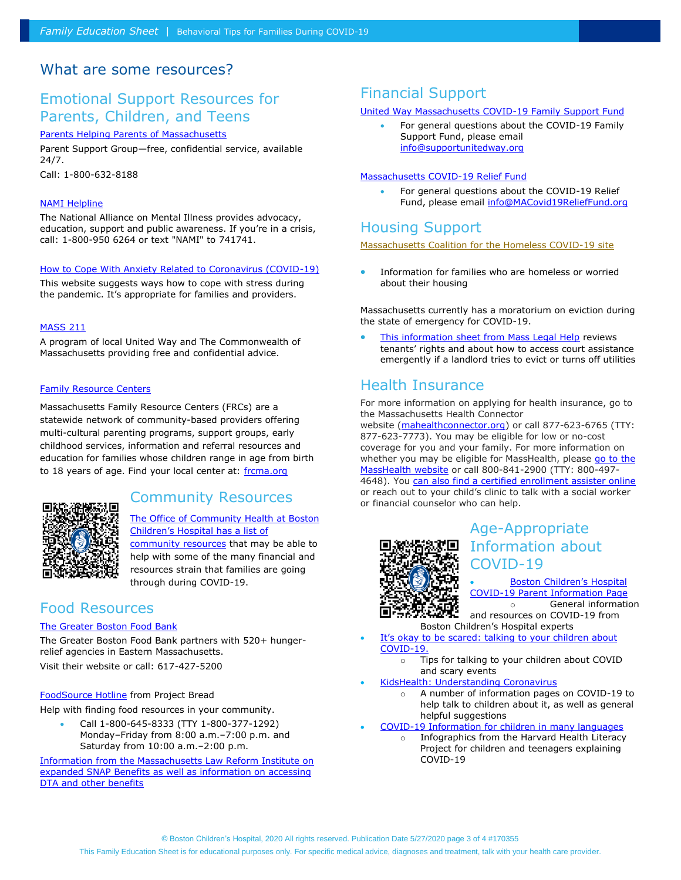# What are some resources?

## Emotional Support Resources for Parents, Children, and Teens

Parents Helping Parents of Massachusetts

Parent Support Group—free, confidential service, available 24/7.

Call: 1-800-632-8188

NAMI Helpline

The National Alliance on Mental Illness provides advocacy, education, support and public awareness. If you're in a crisis, call: 1-800-950 6264 or text "NAMI" to 741741.

How to Cope With Anxiety Related to Coronavirus (COVID-19)

This website suggests ways how to cope with stress during the pandemic. It's appropriate for families and providers.

MASS 211

A program of local United Way and The Commonwealth of Massachusetts providing free and confidential advice.

Family Resource Centers

Massachusetts Family Resource Centers (FRCs) are a statewide network of community-based providers offering multi-cultural parenting programs, support groups, early childhood services, information and referral resources and education for families whose children range in age from birth to 18 years of age. Find your local center at: frcma.org

## Community Resources

The Office of Community Health at Boston Children's Hospital has a list of community resources that may be able to help with some of the many financial and resources strain that families are going through during COVID-19.

## Food Resources

The Greater Boston Food Bank

The Greater Boston Food Bank partners with 520+ hunger-relief agencies in Eastern Massachusetts.

Visit their website or call: 617-427-5200

FoodSource Hotline from Project Bread

Help with finding food resources in your community.

- Call 1-800-645-8333 (TTY 1-800-377-1292) Monday–Friday from 8:00 a.m.–7:00 p.m. and Saturday from 10:00 a.m.–2:00 p.m.

Information from the Massachusetts Law Reform Institute on expanded SNAP Benefits as well as information on accessing DTA and other benefits

## Financial Support

United Way Massachusetts COVID-19 Family Support Fund

- For general questions about the COVID-19 Family Support Fund, please email info@supportunitedway.org

Massachusetts COVID-19 Relief Fund

- For general questions about the COVID-19 Relief Fund, please email info@MACovid19ReliefFund.org

## Housing Support

Massachusetts Coalition for the Homeless COVID-19 site

- Information for families who are homeless or worried about their housing

Massachusetts currently has a moratorium on eviction during the state of emergency for COVID-19.

- This information sheet from Mass Legal Help reviews tenants' rights and about how to access court assistance emergently if a landlord tries to evict or turns off utilities

## Health Insurance

For more information on applying for health insurance, go to the Massachusetts Health Connector website (mahealthconnector.org) or call 877-623-6765 (TTY: 877-623-7773). You may be eligible for low or no-cost coverage for you and your family. For more information on whether you may be eligible for MassHealth, please go to the MassHealth website or call 800-841-2900 (TTY: 800-497-4648). You can also find a certified enrollment assister online or reach out to your child's clinic to talk with a social worker or financial counselor who can help.

## Age-Appropriate Information about COVID-19

- Boston Children's Hospital COVID-19 Parent Information Page
  - General information and resources on COVID-19 from Boston Children's Hospital experts
- It's okay to be scared: talking to your children about COVID-19.
  - Tips for talking to your children about COVID and scary events
- KidsHealth: Understanding Coronavirus
  - A number of information pages on COVID-19 to help talk to children about it, as well as general helpful suggestions
- COVID-19 Information for children in many languages
  - Infographics from the Harvard Health Literacy Project for children and teenagers explaining COVID-19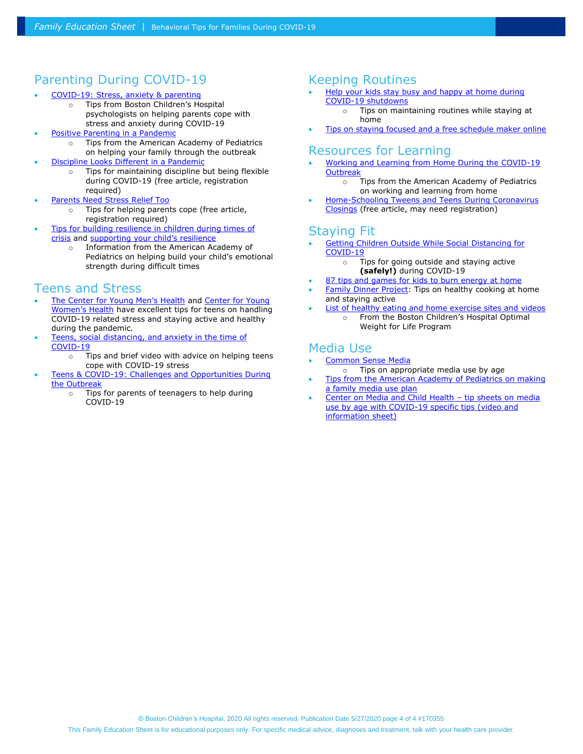## Parenting During COVID-19

- COVID-19: Stress, anxiety & parenting
  - Tips from Boston Children's Hospital psychologists on helping parents cope with stress and anxiety during COVID-19
- Positive Parenting in a Pandemic
  - Tips from the American Academy of Pediatrics on helping your family through the outbreak
- Discipline Looks Different in a Pandemic
  - Tips for maintaining discipline but being flexible during COVID-19 (free article, registration required)
- Parents Need Stress Relief Too
  - Tips for helping parents cope (free article, registration required)
- Tips for building resilience in children during times of crisis and supporting your child's resilience
  - Information from the American Academy of Pediatrics on helping build your child's emotional strength during difficult times

## Teens and Stress

- The Center for Young Men's Health and Center for Young Women's Health have excellent tips for teens on handling COVID-19 related stress and staying active and healthy during the pandemic.
- Teens, social distancing, and anxiety in the time of COVID-19
  - Tips and brief video with advice on helping teens cope with COVID-19 stress
- Teens & COVID-19: Challenges and Opportunities During the Outbreak
  - Tips for parents of teenagers to help during COVID-19

## Keeping Routines

- Help your kids stay busy and happy at home during COVID-19 shutdowns
  - Tips on maintaining routines while staying at home
- Tips on staying focused and a free schedule maker online

## Resources for Learning

- Working and Learning from Home During the COVID-19 Outbreak
  - Tips from the American Academy of Pediatrics on working and learning from home
- Home-Schooling Tweens and Teens During Coronavirus Closings (free article, may need registration)

## Staying Fit

- Getting Children Outside While Social Distancing for COVID-19
  - Tips for going outside and staying active **(safely!)** during COVID-19
- 87 tips and games for kids to burn energy at home
- Family Dinner Project: Tips on healthy cooking at home and staying active
- List of healthy eating and home exercise sites and videos
  - From the Boston Children's Hospital Optimal Weight for Life Program

## Media Use

- Common Sense Media
  - Tips on appropriate media use by age
- Tips from the American Academy of Pediatrics on making a family media use plan
- Center on Media and Child Health – tip sheets on media use by age with COVID-19 specific tips (video and information sheet)

© Boston Children's Hospital, 2020 All rights reserved. Publication Date 5/27/2020 #170355

This Family Education Sheet is for educational purposes only. For specific medical advice, diagnoses and treatment, talk with your health care provider.